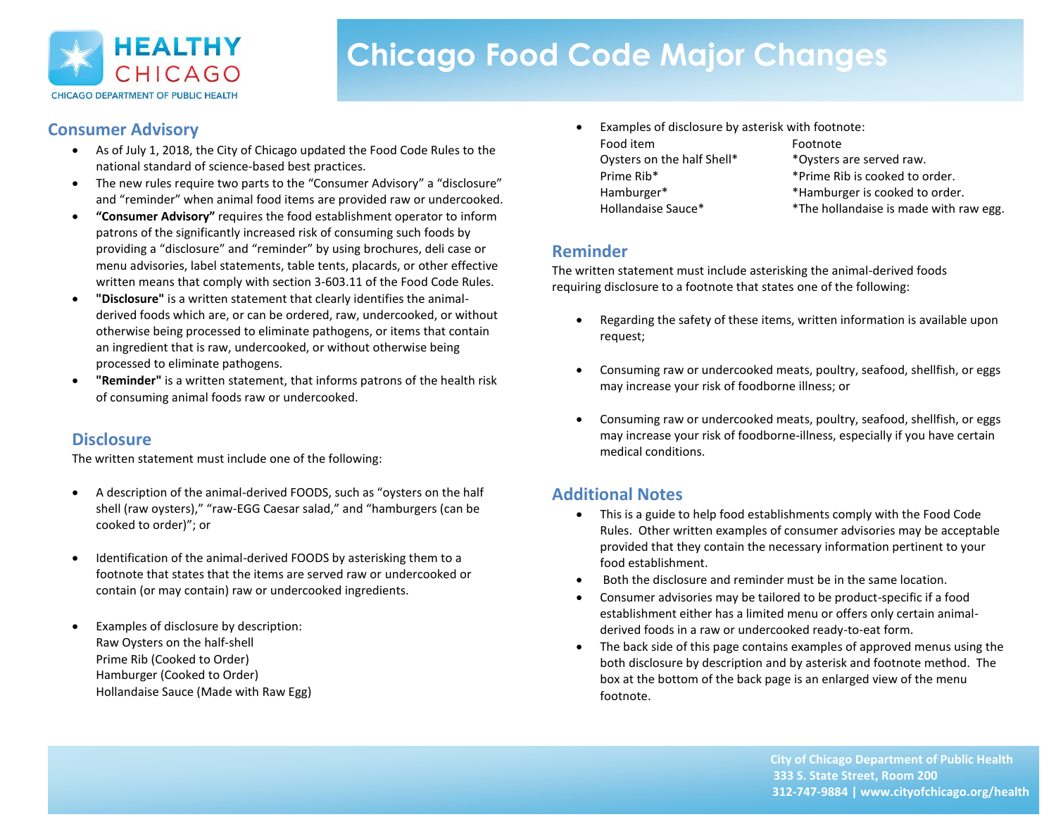HEALTHY CHICAGO

CHICAGO DEPARTMENT OF PUBLIC HEALTH

# Chicago Food Code Major Changes

## Consumer Advisory

- As of July 1, 2018, the City of Chicago updated the Food Code Rules to the national standard of science-based best practices.
- The new rules require two parts to the "Consumer Advisory" a "disclosure" and "reminder" when animal food items are provided raw or undercooked.
- **"Consumer Advisory"** requires the food establishment operator to inform patrons of the significantly increased risk of consuming such foods by providing a "disclosure" and "reminder" by using brochures, deli case or menu advisories, label statements, table tents, placards, or other effective written means that comply with section 3-603.11 of the Food Code Rules.
- **"Disclosure"** is a written statement that clearly identifies the animal-derived foods which are, or can be ordered, raw, undercooked, or without otherwise being processed to eliminate pathogens, or items that contain an ingredient that is raw, undercooked, or without otherwise being processed to eliminate pathogens.
- **"Reminder"** is a written statement, that informs patrons of the health risk of consuming animal foods raw or undercooked.

## Disclosure

The written statement must include one of the following:

- A description of the animal-derived FOODS, such as "oysters on the half shell (raw oysters)," "raw-EGG Caesar salad," and "hamburgers (can be cooked to order)"; or
- Identification of the animal-derived FOODS by asterisking them to a footnote that states that the items are served raw or undercooked or contain (or may contain) raw or undercooked ingredients.
- Examples of disclosure by description:
  Raw Oysters on the half-shell
  Prime Rib (Cooked to Order)
  Hamburger (Cooked to Order)
  Hollandaise Sauce (Made with Raw Egg)
- Examples of disclosure by asterisk with footnote:

| Food item | Footnote |
|---|---|
| Oysters on the half Shell* | *Oysters are served raw. |
| Prime Rib* | *Prime Rib is cooked to order. |
| Hamburger* | *Hamburger is cooked to order. |
| Hollandaise Sauce* | *The hollandaise is made with raw egg. |

## Reminder

The written statement must include asterisking the animal-derived foods requiring disclosure to a footnote that states one of the following:

- Regarding the safety of these items, written information is available upon request;
- Consuming raw or undercooked meats, poultry, seafood, shellfish, or eggs may increase your risk of foodborne illness; or
- Consuming raw or undercooked meats, poultry, seafood, shellfish, or eggs may increase your risk of foodborne-illness, especially if you have certain medical conditions.

## Additional Notes

- This is a guide to help food establishments comply with the Food Code Rules. Other written examples of consumer advisories may be acceptable provided that they contain the necessary information pertinent to your food establishment.
- Both the disclosure and reminder must be in the same location.
- Consumer advisories may be tailored to be product-specific if a food establishment either has a limited menu or offers only certain animal-derived foods in a raw or undercooked ready-to-eat form.
- The back side of this page contains examples of approved menus using the both disclosure by description and by asterisk and footnote method. The box at the bottom of the back page is an enlarged view of the menu footnote.

City of Chicago Department of Public Health
333 S. State Street, Room 200
312-747-9884 | www.cityofchicago.org/health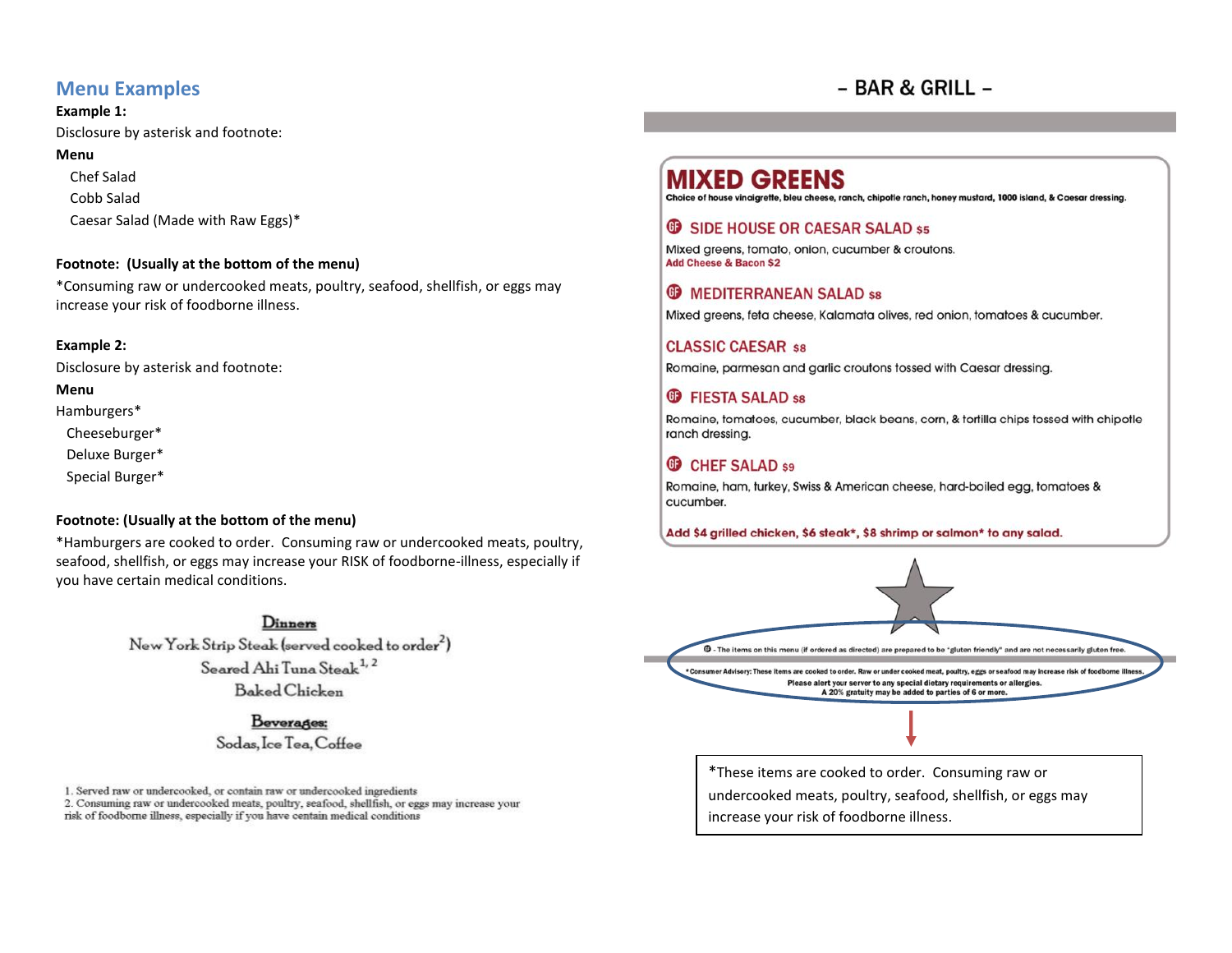## Menu Examples

**Example 1:**

Disclosure by asterisk and footnote:

**Menu**

Chef Salad
Cobb Salad
Caesar Salad (Made with Raw Eggs)*

**Footnote: (Usually at the bottom of the menu)**

*Consuming raw or undercooked meats, poultry, seafood, shellfish, or eggs may increase your risk of foodborne illness.

**Example 2:**

Disclosure by asterisk and footnote:

**Menu**

Hamburgers*
Cheeseburger*
Deluxe Burger*
Special Burger*

**Footnote: (Usually at the bottom of the menu)**

*Hamburgers are cooked to order. Consuming raw or undercooked meats, poultry, seafood, shellfish, or eggs may increase your RISK of foodborne-illness, especially if you have certain medical conditions.

**Dinners**

New York Strip Steak (served cooked to order[2])
Seared Ahi Tuna Steak[1, 2]
Baked Chicken

**Beverages:**

Sodas, Ice Tea, Coffee

1. Served raw or undercooked, or contain raw or undercooked ingredients
2. Consuming raw or undercooked meats, poultry, seafood, shellfish, or eggs may increase your risk of foodborne illness, especially if you have certain medical conditions

## – BAR & GRILL –

### MIXED GREENS

Choice of house vinaigrette, bleu cheese, ranch, chipotle ranch, honey mustard, 1000 island, & Caesar dressing.

**GF SIDE HOUSE OR CAESAR SALAD $5**
Mixed greens, tomato, onion, cucumber & croutons.
Add Cheese & Bacon $2

**GF MEDITERRANEAN SALAD $8**
Mixed greens, feta cheese, Kalamata olives, red onion, tomatoes & cucumber.

**CLASSIC CAESAR $8**
Romaine, parmesan and garlic croutons tossed with Caesar dressing.

**GF FIESTA SALAD $8**
Romaine, tomatoes, cucumber, black beans, corn, & tortilla chips tossed with chipotle ranch dressing.

**GF CHEF SALAD $9**
Romaine, ham, turkey, Swiss & American cheese, hard-boiled egg, tomatoes & cucumber.

**Add $4 grilled chicken, $6 steak*, $8 shrimp or salmon* to any salad.**

GF - The items on this menu (if ordered as directed) are prepared to be "gluten friendly" and are not necessarily gluten free.

*Consumer Advisory: These items are cooked to order. Raw or under cooked meat, poultry, eggs or seafood may increase risk of foodborne illness.
Please alert your server to any special dietary requirements or allergies.
A 20% gratuity may be added to parties of 6 or more.

*These items are cooked to order. Consuming raw or undercooked meats, poultry, seafood, shellfish, or eggs may increase your risk of foodborne illness.